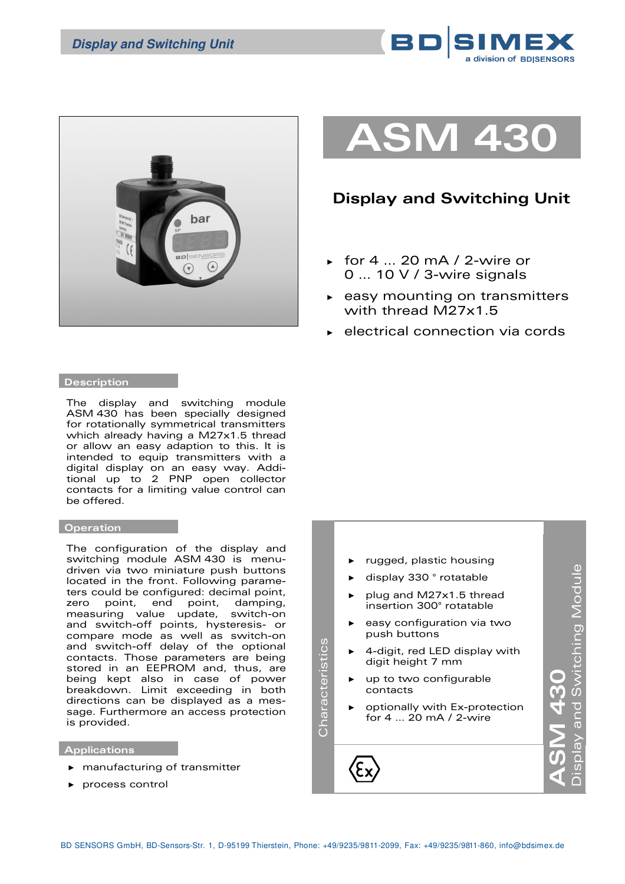# ASM 430

## Display and Switching Unit

- for 4 ... 20 mA / 2-wire or 0 ... 10 V / 3-wire signals
- easy mounting on transmitters with thread M27x1.5
- electrical connection via cords

### Description

The display and switching module ASM 430 has been specially designed for rotationally symmetrical transmitters which already having a M27x1.5 thread or allow an easy adaption to this. It is intended to equip transmitters with a digital display on an easy way. Additional up to 2 PNP open collector contacts for a limiting value control can be offered.

### Operation

The configuration of the display and switching module ASM 430 is menu-driven via two miniature push buttons located in the front. Following parameters could be configured: decimal point, zero point, end point, damping, measuring value update, switch-on and switch-off points, hysteresis- or compare mode as well as switch-on and switch-off delay of the optional contacts. Those parameters are being stored in an EEPROM and, thus, are being kept also in case of power breakdown. Limit exceeding in both directions can be displayed as a message. Furthermore an access protection is provided.

### Applications

- manufacturing of transmitter
- process control

### Characteristics

- rugged, plastic housing
- display 330 ° rotatable
- plug and M27x1.5 thread insertion 300° rotatable
- easy configuration via two push buttons
- 4-digit, red LED display with digit height 7 mm
- up to two configurable contacts
- optionally with Ex-protection for 4 ... 20 mA / 2-wire

ASM 430 Display and Switching Module

BD SENSORS GmbH, BD-Sensors-Str. 1, D-95199 Thierstein, Phone: +49/9235/9811-2099, Fax: +49/9235/9811-860, info@bdsimex.de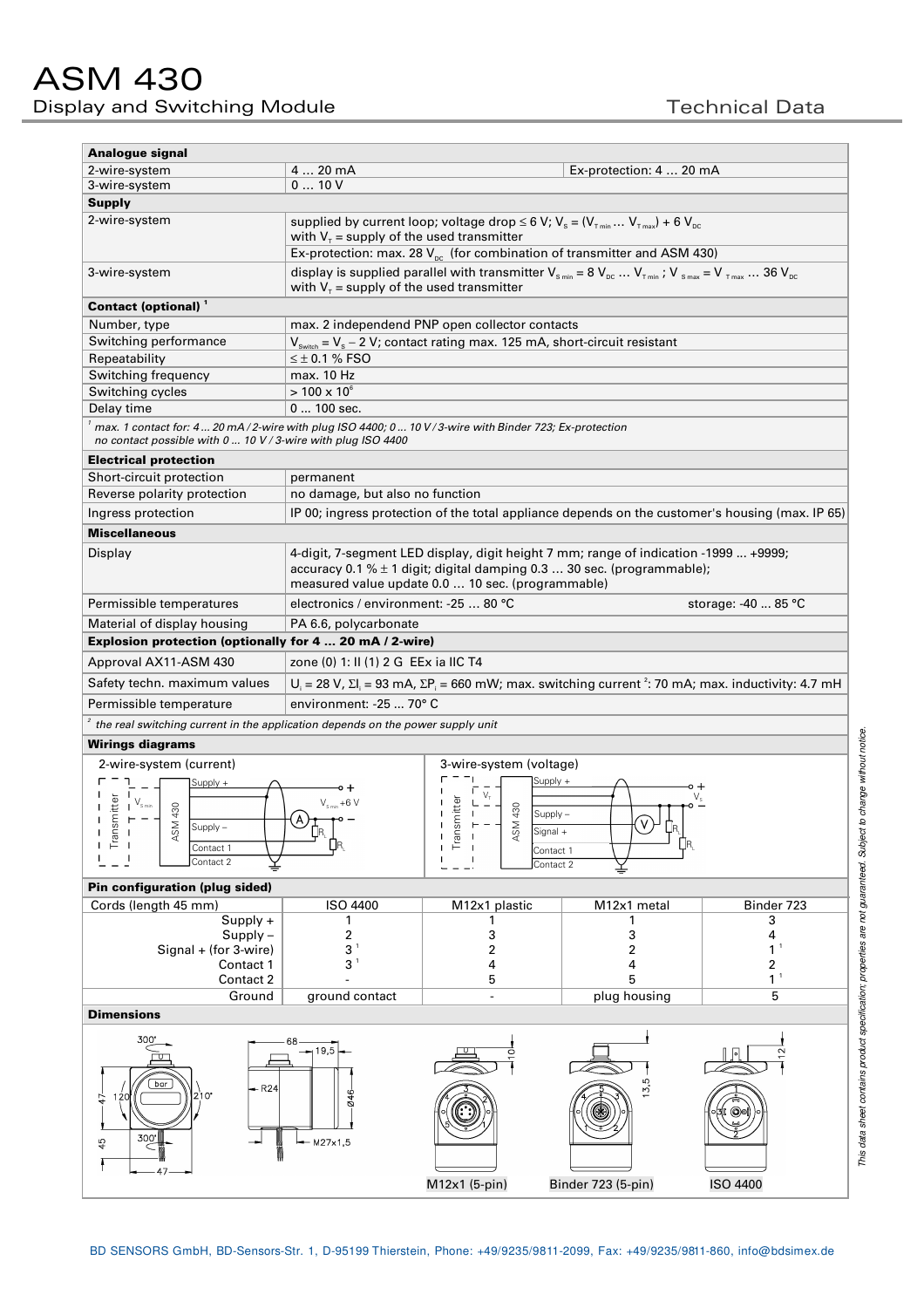# ASM 430

Display and Switching Module

Technical Data

| | | |
|---|---|---|
| **Analogue signal** | | |
| 2-wire-system | 4 … 20 mA | Ex-protection: 4 … 20 mA |
| 3-wire-system | 0 … 10 V | |
| **Supply** | | |
| 2-wire-system | supplied by current loop; voltage drop ≤ 6 V; $V_S = (V_{T\,min} \ldots V_{T\,max}) + 6\ V_{DC}$ with $V_T$ = supply of the used transmitter | |
| | Ex-protection: max. 28 $V_{DC}$ (for combination of transmitter and ASM 430) | |
| 3-wire-system | display is supplied parallel with transmitter $V_{S\,min} = 8\ V_{DC} \ldots V_{T\,min}$ ; $V_{S\,max} = V_{T\,max} \ldots 36\ V_{DC}$ with $V_T$ = supply of the used transmitter | |
| **Contact (optional)** [1] | | |
| Number, type | max. 2 independend PNP open collector contacts | |
| Switching performance | $V_{Switch} = V_S - 2\ V$; contact rating max. 125 mA, short-circuit resistant | |
| Repeatability | ≤ ± 0.1 % FSO | |
| Switching frequency | max. 10 Hz | |
| Switching cycles | > 100 x $10^6$ | |
| Delay time | 0 … 100 sec. | |
| [1] *max. 1 contact for: 4 … 20 mA / 2-wire with plug ISO 4400; 0 … 10 V / 3-wire with Binder 723; Ex-protection no contact possible with 0 … 10 V / 3-wire with plug ISO 4400* | | |
| **Electrical protection** | | |
| Short-circuit protection | permanent | |
| Reverse polarity protection | no damage, but also no function | |
| Ingress protection | IP 00; ingress protection of the total appliance depends on the customer's housing (max. IP 65) | |
| **Miscellaneous** | | |
| Display | 4-digit, 7-segment LED display, digit height 7 mm; range of indication -1999 … +9999; accuracy 0.1 % ± 1 digit; digital damping 0.3 … 30 sec. (programmable); measured value update 0.0 … 10 sec. (programmable) | |
| Permissible temperatures | electronics / environment: -25 … 80 °C | storage: -40 … 85 °C |
| Material of display housing | PA 6.6, polycarbonate | |
| **Explosion protection (optionally for 4 … 20 mA / 2-wire)** | | |
| Approval AX11-ASM 430 | zone (0) 1: II (1) 2 G EEx ia IIC T4 | |
| Safety techn. maximum values | $U_i = 28\ V$, $\Sigma I_i = 93\ mA$, $\Sigma P_i = 660\ mW$; max. switching current [2]: 70 mA; max. inductivity: 4.7 mH | |
| Permissible temperature | environment: -25 … 70° C | |
| [2] *the real switching current in the application depends on the power supply unit* | | |

## Wirings diagrams

2-wire-system (current)

Transmitter, $V_{S\,min}$, ASM 430, Supply +, Supply –, Contact 1, Contact 2, +, $V_{S\,min}$ +6 V, –, A, $R_L$, $R_L$

3-wire-system (voltage)

Transmitter, $V_T$, ASM 430, Supply +, Supply –, Signal +, Contact 1, Contact 2, +, $V_S$, –, V, $R_L$, $R_L$

## Pin configuration (plug sided)

| Cords (length 45 mm) | ISO 4400 | M12x1 plastic | M12x1 metal | Binder 723 |
|---|---|---|---|---|
| Supply + | 1 | 1 | 1 | 3 |
| Supply – | 2 | 3 | 3 | 4 |
| Signal + (for 3-wire) | 3 [1] | 2 | 2 | 1 [1] |
| Contact 1 | 3 [1] | 4 | 4 | 2 |
| Contact 2 | - | 5 | 5 | 1 [1] |
| Ground | ground contact | - | plug housing | 5 |

## Dimensions

300°, 47, 120°, bar, 210°, 45, 300°, 47, 68, 19,5, R24, Ø46, M27x1,5, 10, 13,5, 12

M12x1 (5-pin) Binder 723 (5-pin) ISO 4400

*This data sheet contains product specification; properties are not guaranteed. Subject to change without notice.*

BD SENSORS GmbH, BD-Sensors-Str. 1, D-95199 Thierstein, Phone: +49/9235/9811-2099, Fax: +49/9235/9811-860, info@bdsimex.de